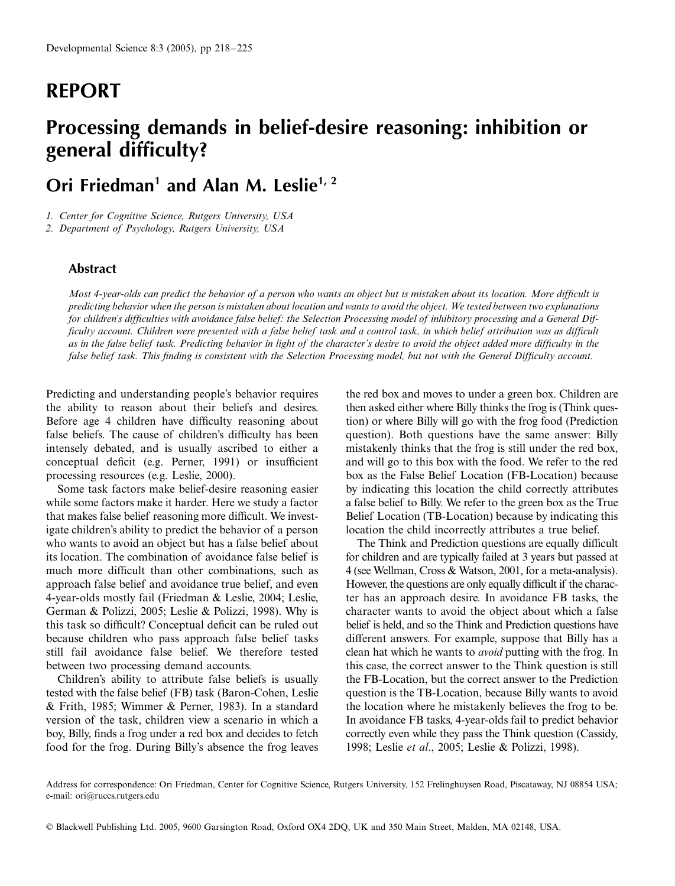# REPORT

# Processing demands in belief-desire reasoning: inhibition or general difficulty?

## Ori Friedman[1] and Alan M. Leslie[1, 2]

*1. Center for Cognitive Science, Rutgers University, USA*
*2. Department of Psychology, Rutgers University, USA*

### Abstract

*Most 4-year-olds can predict the behavior of a person who wants an object but is mistaken about its location. More difficult is predicting behavior when the person is mistaken about location and wants to avoid the object. We tested between two explanations for children's difficulties with avoidance false belief: the Selection Processing model of inhibitory processing and a General Difficulty account. Children were presented with a false belief task and a control task, in which belief attribution was as difficult as in the false belief task. Predicting behavior in light of the character's desire to avoid the object added more difficulty in the false belief task. This finding is consistent with the Selection Processing model, but not with the General Difficulty account.*

Predicting and understanding people's behavior requires the ability to reason about their beliefs and desires. Before age 4 children have difficulty reasoning about false beliefs. The cause of children's difficulty has been intensely debated, and is usually ascribed to either a conceptual deficit (e.g. Perner, 1991) or insufficient processing resources (e.g. Leslie, 2000).

Some task factors make belief-desire reasoning easier while some factors make it harder. Here we study a factor that makes false belief reasoning more difficult. We investigate children's ability to predict the behavior of a person who wants to avoid an object but has a false belief about its location. The combination of avoidance false belief is much more difficult than other combinations, such as approach false belief and avoidance true belief, and even 4-year-olds mostly fail (Friedman & Leslie, 2004; Leslie, German & Polizzi, 2005; Leslie & Polizzi, 1998). Why is this task so difficult? Conceptual deficit can be ruled out because children who pass approach false belief tasks still fail avoidance false belief. We therefore tested between two processing demand accounts.

Children's ability to attribute false beliefs is usually tested with the false belief (FB) task (Baron-Cohen, Leslie & Frith, 1985; Wimmer & Perner, 1983). In a standard version of the task, children view a scenario in which a boy, Billy, finds a frog under a red box and decides to fetch food for the frog. During Billy's absence the frog leaves the red box and moves to under a green box. Children are then asked either where Billy thinks the frog is (Think question) or where Billy will go with the frog food (Prediction question). Both questions have the same answer: Billy mistakenly thinks that the frog is still under the red box, and will go to this box with the food. We refer to the red box as the False Belief Location (FB-Location) because by indicating this location the child correctly attributes a false belief to Billy. We refer to the green box as the True Belief Location (TB-Location) because by indicating this location the child incorrectly attributes a true belief.

The Think and Prediction questions are equally difficult for children and are typically failed at 3 years but passed at 4 (see Wellman, Cross & Watson, 2001, for a meta-analysis). However, the questions are only equally difficult if the character has an approach desire. In avoidance FB tasks, the character wants to avoid the object about which a false belief is held, and so the Think and Prediction questions have different answers. For example, suppose that Billy has a clean hat which he wants to *avoid* putting with the frog. In this case, the correct answer to the Think question is still the FB-Location, but the correct answer to the Prediction question is the TB-Location, because Billy wants to avoid the location where he mistakenly believes the frog to be. In avoidance FB tasks, 4-year-olds fail to predict behavior correctly even while they pass the Think question (Cassidy, 1998; Leslie *et al*., 2005; Leslie & Polizzi, 1998).

Address for correspondence: Ori Friedman, Center for Cognitive Science, Rutgers University, 152 Frelinghuysen Road, Piscataway, NJ 08854 USA; e-mail: ori@ruccs.rutgers.edu

© Blackwell Publishing Ltd. 2005, 9600 Garsington Road, Oxford OX4 2DQ, UK and 350 Main Street, Malden, MA 02148, USA.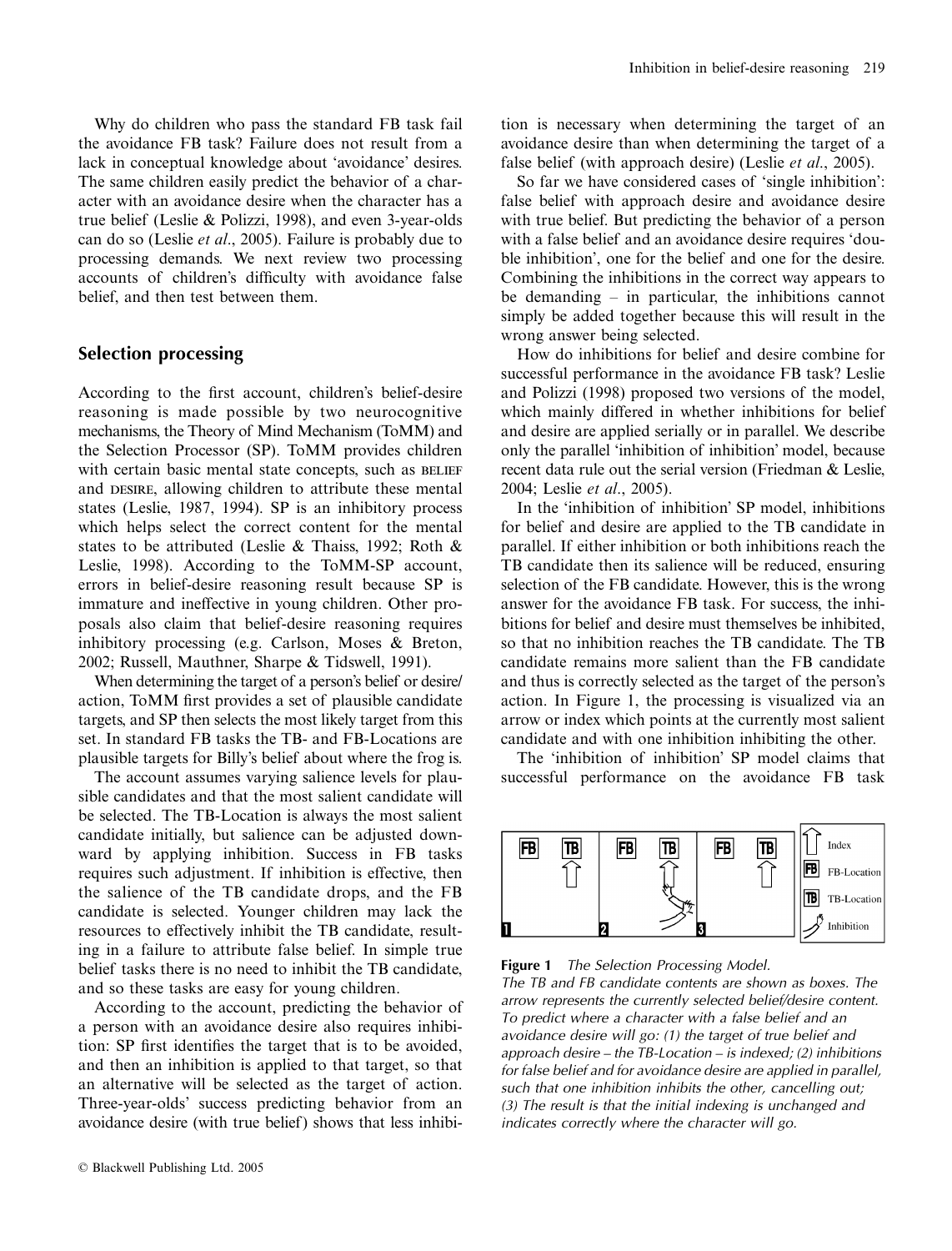Why do children who pass the standard FB task fail the avoidance FB task? Failure does not result from a lack in conceptual knowledge about 'avoidance' desires. The same children easily predict the behavior of a character with an avoidance desire when the character has a true belief (Leslie & Polizzi, 1998), and even 3-year-olds can do so (Leslie *et al*., 2005). Failure is probably due to processing demands. We next review two processing accounts of children's difficulty with avoidance false belief, and then test between them.

## Selection processing

According to the first account, children's belief-desire reasoning is made possible by two neurocognitive mechanisms, the Theory of Mind Mechanism (ToMM) and the Selection Processor (SP). ToMM provides children with certain basic mental state concepts, such as BELIEF and DESIRE, allowing children to attribute these mental states (Leslie, 1987, 1994). SP is an inhibitory process which helps select the correct content for the mental states to be attributed (Leslie & Thaiss, 1992; Roth & Leslie, 1998). According to the ToMM-SP account, errors in belief-desire reasoning result because SP is immature and ineffective in young children. Other proposals also claim that belief-desire reasoning requires inhibitory processing (e.g. Carlson, Moses & Breton, 2002; Russell, Mauthner, Sharpe & Tidswell, 1991).

When determining the target of a person's belief or desire/action, ToMM first provides a set of plausible candidate targets, and SP then selects the most likely target from this set. In standard FB tasks the TB- and FB-Locations are plausible targets for Billy's belief about where the frog is.

The account assumes varying salience levels for plausible candidates and that the most salient candidate will be selected. The TB-Location is always the most salient candidate initially, but salience can be adjusted downward by applying inhibition. Success in FB tasks requires such adjustment. If inhibition is effective, then the salience of the TB candidate drops, and the FB candidate is selected. Younger children may lack the resources to effectively inhibit the TB candidate, resulting in a failure to attribute false belief. In simple true belief tasks there is no need to inhibit the TB candidate, and so these tasks are easy for young children.

According to the account, predicting the behavior of a person with an avoidance desire also requires inhibition: SP first identifies the target that is to be avoided, and then an inhibition is applied to that target, so that an alternative will be selected as the target of action. Three-year-olds' success predicting behavior from an avoidance desire (with true belief) shows that less inhibition is necessary when determining the target of an avoidance desire than when determining the target of a false belief (with approach desire) (Leslie *et al*., 2005).

So far we have considered cases of 'single inhibition': false belief with approach desire and avoidance desire with true belief. But predicting the behavior of a person with a false belief and an avoidance desire requires 'double inhibition', one for the belief and one for the desire. Combining the inhibitions in the correct way appears to be demanding – in particular, the inhibitions cannot simply be added together because this will result in the wrong answer being selected.

How do inhibitions for belief and desire combine for successful performance in the avoidance FB task? Leslie and Polizzi (1998) proposed two versions of the model, which mainly differed in whether inhibitions for belief and desire are applied serially or in parallel. We describe only the parallel 'inhibition of inhibition' model, because recent data rule out the serial version (Friedman & Leslie, 2004; Leslie *et al*., 2005).

In the 'inhibition of inhibition' SP model, inhibitions for belief and desire are applied to the TB candidate in parallel. If either inhibition or both inhibitions reach the TB candidate then its salience will be reduced, ensuring selection of the FB candidate. However, this is the wrong answer for the avoidance FB task. For success, the inhibitions for belief and desire must themselves be inhibited, so that no inhibition reaches the TB candidate. The TB candidate remains more salient than the FB candidate and thus is correctly selected as the target of the person's action. In Figure 1, the processing is visualized via an arrow or index which points at the currently most salient candidate and with one inhibition inhibiting the other.

The 'inhibition of inhibition' SP model claims that successful performance on the avoidance FB task

**Figure 1** *The Selection Processing Model.*
*The TB and FB candidate contents are shown as boxes. The arrow represents the currently selected belief/desire content. To predict where a character with a false belief and an avoidance desire will go: (1) the target of true belief and approach desire – the TB-Location – is indexed; (2) inhibitions for false belief and for avoidance desire are applied in parallel, such that one inhibition inhibits the other, cancelling out; (3) The result is that the initial indexing is unchanged and indicates correctly where the character will go.*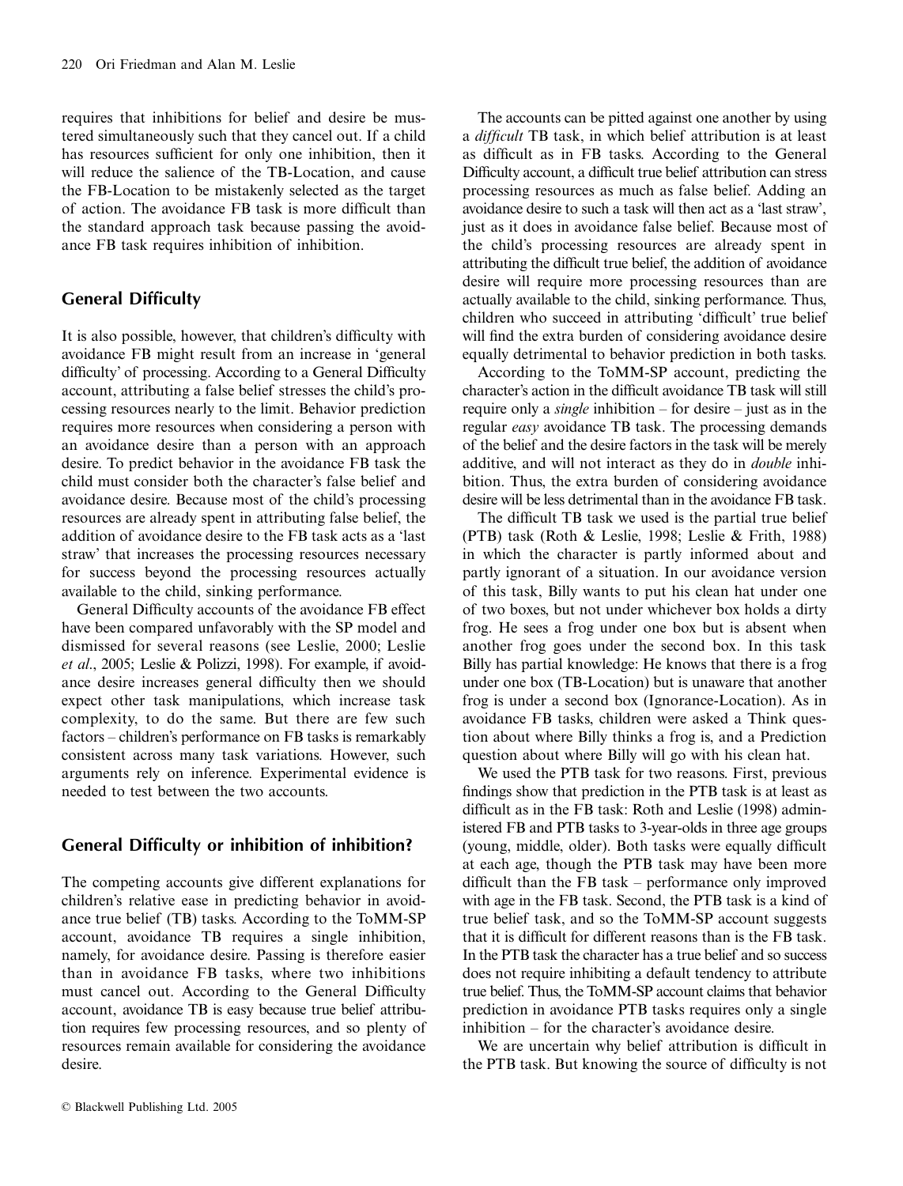requires that inhibitions for belief and desire be mustered simultaneously such that they cancel out. If a child has resources sufficient for only one inhibition, then it will reduce the salience of the TB-Location, and cause the FB-Location to be mistakenly selected as the target of action. The avoidance FB task is more difficult than the standard approach task because passing the avoidance FB task requires inhibition of inhibition.

## General Difficulty

It is also possible, however, that children's difficulty with avoidance FB might result from an increase in 'general difficulty' of processing. According to a General Difficulty account, attributing a false belief stresses the child's processing resources nearly to the limit. Behavior prediction requires more resources when considering a person with an avoidance desire than a person with an approach desire. To predict behavior in the avoidance FB task the child must consider both the character's false belief and avoidance desire. Because most of the child's processing resources are already spent in attributing false belief, the addition of avoidance desire to the FB task acts as a 'last straw' that increases the processing resources necessary for success beyond the processing resources actually available to the child, sinking performance.

General Difficulty accounts of the avoidance FB effect have been compared unfavorably with the SP model and dismissed for several reasons (see Leslie, 2000; Leslie *et al.*, 2005; Leslie & Polizzi, 1998). For example, if avoidance desire increases general difficulty then we should expect other task manipulations, which increase task complexity, to do the same. But there are few such factors – children's performance on FB tasks is remarkably consistent across many task variations. However, such arguments rely on inference. Experimental evidence is needed to test between the two accounts.

## General Difficulty or inhibition of inhibition?

The competing accounts give different explanations for children's relative ease in predicting behavior in avoidance true belief (TB) tasks. According to the ToMM-SP account, avoidance TB requires a single inhibition, namely, for avoidance desire. Passing is therefore easier than in avoidance FB tasks, where two inhibitions must cancel out. According to the General Difficulty account, avoidance TB is easy because true belief attribution requires few processing resources, and so plenty of resources remain available for considering the avoidance desire.

The accounts can be pitted against one another by using a *difficult* TB task, in which belief attribution is at least as difficult as in FB tasks. According to the General Difficulty account, a difficult true belief attribution can stress processing resources as much as false belief. Adding an avoidance desire to such a task will then act as a 'last straw', just as it does in avoidance false belief. Because most of the child's processing resources are already spent in attributing the difficult true belief, the addition of avoidance desire will require more processing resources than are actually available to the child, sinking performance. Thus, children who succeed in attributing 'difficult' true belief will find the extra burden of considering avoidance desire equally detrimental to behavior prediction in both tasks.

According to the ToMM-SP account, predicting the character's action in the difficult avoidance TB task will still require only a *single* inhibition – for desire – just as in the regular *easy* avoidance TB task. The processing demands of the belief and the desire factors in the task will be merely additive, and will not interact as they do in *double* inhibition. Thus, the extra burden of considering avoidance desire will be less detrimental than in the avoidance FB task.

The difficult TB task we used is the partial true belief (PTB) task (Roth & Leslie, 1998; Leslie & Frith, 1988) in which the character is partly informed about and partly ignorant of a situation. In our avoidance version of this task, Billy wants to put his clean hat under one of two boxes, but not under whichever box holds a dirty frog. He sees a frog under one box but is absent when another frog goes under the second box. In this task Billy has partial knowledge: He knows that there is a frog under one box (TB-Location) but is unaware that another frog is under a second box (Ignorance-Location). As in avoidance FB tasks, children were asked a Think question about where Billy thinks a frog is, and a Prediction question about where Billy will go with his clean hat.

We used the PTB task for two reasons. First, previous findings show that prediction in the PTB task is at least as difficult as in the FB task: Roth and Leslie (1998) administered FB and PTB tasks to 3-year-olds in three age groups (young, middle, older). Both tasks were equally difficult at each age, though the PTB task may have been more difficult than the FB task – performance only improved with age in the FB task. Second, the PTB task is a kind of true belief task, and so the ToMM-SP account suggests that it is difficult for different reasons than is the FB task. In the PTB task the character has a true belief and so success does not require inhibiting a default tendency to attribute true belief. Thus, the ToMM-SP account claims that behavior prediction in avoidance PTB tasks requires only a single inhibition – for the character's avoidance desire.

We are uncertain why belief attribution is difficult in the PTB task. But knowing the source of difficulty is not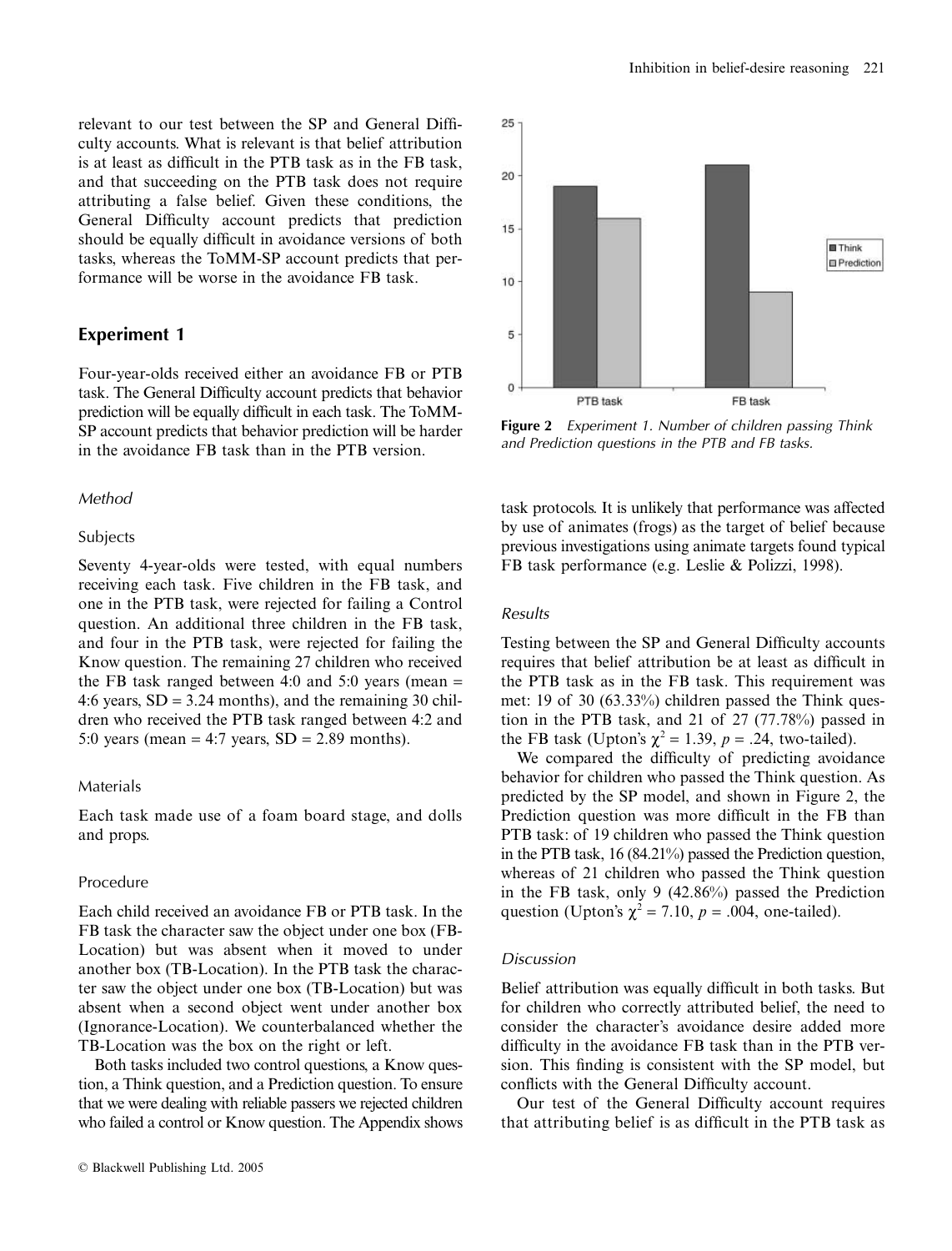relevant to our test between the SP and General Difficulty accounts. What is relevant is that belief attribution is at least as difficult in the PTB task as in the FB task, and that succeeding on the PTB task does not require attributing a false belief. Given these conditions, the General Difficulty account predicts that prediction should be equally difficult in avoidance versions of both tasks, whereas the ToMM-SP account predicts that performance will be worse in the avoidance FB task.

## Experiment 1

Four-year-olds received either an avoidance FB or PTB task. The General Difficulty account predicts that behavior prediction will be equally difficult in each task. The ToMM-SP account predicts that behavior prediction will be harder in the avoidance FB task than in the PTB version.

### *Method*

#### Subjects

Seventy 4-year-olds were tested, with equal numbers receiving each task. Five children in the FB task, and one in the PTB task, were rejected for failing a Control question. An additional three children in the FB task, and four in the PTB task, were rejected for failing the Know question. The remaining 27 children who received the FB task ranged between 4:0 and 5:0 years (mean = 4:6 years, SD = 3.24 months), and the remaining 30 children who received the PTB task ranged between 4:2 and 5:0 years (mean = 4:7 years, SD = 2.89 months).

#### Materials

Each task made use of a foam board stage, and dolls and props.

#### Procedure

Each child received an avoidance FB or PTB task. In the FB task the character saw the object under one box (FB-Location) but was absent when it moved to under another box (TB-Location). In the PTB task the character saw the object under one box (TB-Location) but was absent when a second object went under another box (Ignorance-Location). We counterbalanced whether the TB-Location was the box on the right or left.

Both tasks included two control questions, a Know question, a Think question, and a Prediction question. To ensure that we were dealing with reliable passers we rejected children who failed a control or Know question. The Appendix shows task protocols. It is unlikely that performance was affected by use of animates (frogs) as the target of belief because previous investigations using animate targets found typical FB task performance (e.g. Leslie & Polizzi, 1998).

**Figure 2** *Experiment 1. Number of children passing Think and Prediction questions in the PTB and FB tasks.*

### *Results*

Testing between the SP and General Difficulty accounts requires that belief attribution be at least as difficult in the PTB task as in the FB task. This requirement was met: 19 of 30 (63.33%) children passed the Think question in the PTB task, and 21 of 27 (77.78%) passed in the FB task (Upton's $\chi^2 = 1.39$, $p = .24$, two-tailed).

We compared the difficulty of predicting avoidance behavior for children who passed the Think question. As predicted by the SP model, and shown in Figure 2, the Prediction question was more difficult in the FB than PTB task: of 19 children who passed the Think question in the PTB task, 16 (84.21%) passed the Prediction question, whereas of 21 children who passed the Think question in the FB task, only 9 (42.86%) passed the Prediction question (Upton's $\chi^2 = 7.10$, $p = .004$, one-tailed).

### *Discussion*

Belief attribution was equally difficult in both tasks. But for children who correctly attributed belief, the need to consider the character's avoidance desire added more difficulty in the avoidance FB task than in the PTB version. This finding is consistent with the SP model, but conflicts with the General Difficulty account.

Our test of the General Difficulty account requires that attributing belief is as difficult in the PTB task as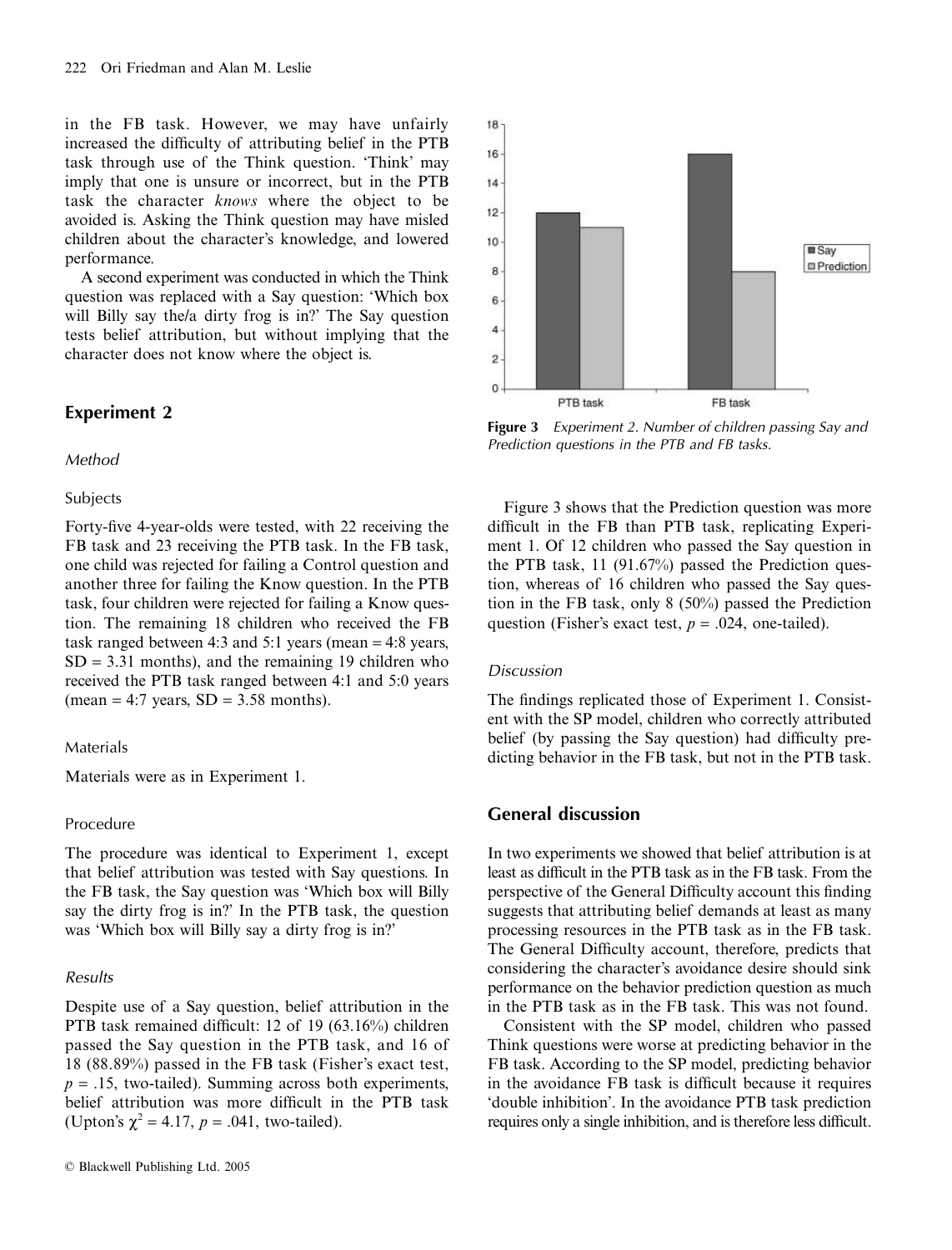in the FB task. However, we may have unfairly increased the difficulty of attributing belief in the PTB task through use of the Think question. 'Think' may imply that one is unsure or incorrect, but in the PTB task the character *knows* where the object to be avoided is. Asking the Think question may have misled children about the character's knowledge, and lowered performance.

A second experiment was conducted in which the Think question was replaced with a Say question: 'Which box will Billy say the/a dirty frog is in?' The Say question tests belief attribution, but without implying that the character does not know where the object is.

## Experiment 2

### *Method*

#### Subjects

Forty-five 4-year-olds were tested, with 22 receiving the FB task and 23 receiving the PTB task. In the FB task, one child was rejected for failing a Control question and another three for failing the Know question. In the PTB task, four children were rejected for failing a Know question. The remaining 18 children who received the FB task ranged between 4:3 and 5:1 years (mean = 4:8 years, SD = 3.31 months), and the remaining 19 children who received the PTB task ranged between 4:1 and 5:0 years (mean = 4:7 years, SD = 3.58 months).

#### Materials

Materials were as in Experiment 1.

#### Procedure

The procedure was identical to Experiment 1, except that belief attribution was tested with Say questions. In the FB task, the Say question was 'Which box will Billy say the dirty frog is in?' In the PTB task, the question was 'Which box will Billy say a dirty frog is in?'

### *Results*

Despite use of a Say question, belief attribution in the PTB task remained difficult: 12 of 19 (63.16%) children passed the Say question in the PTB task, and 16 of 18 (88.89%) passed in the FB task (Fisher's exact test, $p = .15$, two-tailed). Summing across both experiments, belief attribution was more difficult in the PTB task (Upton's $\chi^2 = 4.17$, $p = .041$, two-tailed).

**Figure 3** *Experiment 2. Number of children passing Say and Prediction questions in the PTB and FB tasks.*

Figure 3 shows that the Prediction question was more difficult in the FB than PTB task, replicating Experiment 1. Of 12 children who passed the Say question in the PTB task, 11 (91.67%) passed the Prediction question, whereas of 16 children who passed the Say question in the FB task, only 8 (50%) passed the Prediction question (Fisher's exact test, $p = .024$, one-tailed).

### *Discussion*

The findings replicated those of Experiment 1. Consistent with the SP model, children who correctly attributed belief (by passing the Say question) had difficulty predicting behavior in the FB task, but not in the PTB task.

## General discussion

In two experiments we showed that belief attribution is at least as difficult in the PTB task as in the FB task. From the perspective of the General Difficulty account this finding suggests that attributing belief demands at least as many processing resources in the PTB task as in the FB task. The General Difficulty account, therefore, predicts that considering the character's avoidance desire should sink performance on the behavior prediction question as much in the PTB task as in the FB task. This was not found.

Consistent with the SP model, children who passed Think questions were worse at predicting behavior in the FB task. According to the SP model, predicting behavior in the avoidance FB task is difficult because it requires 'double inhibition'. In the avoidance PTB task prediction requires only a single inhibition, and is therefore less difficult.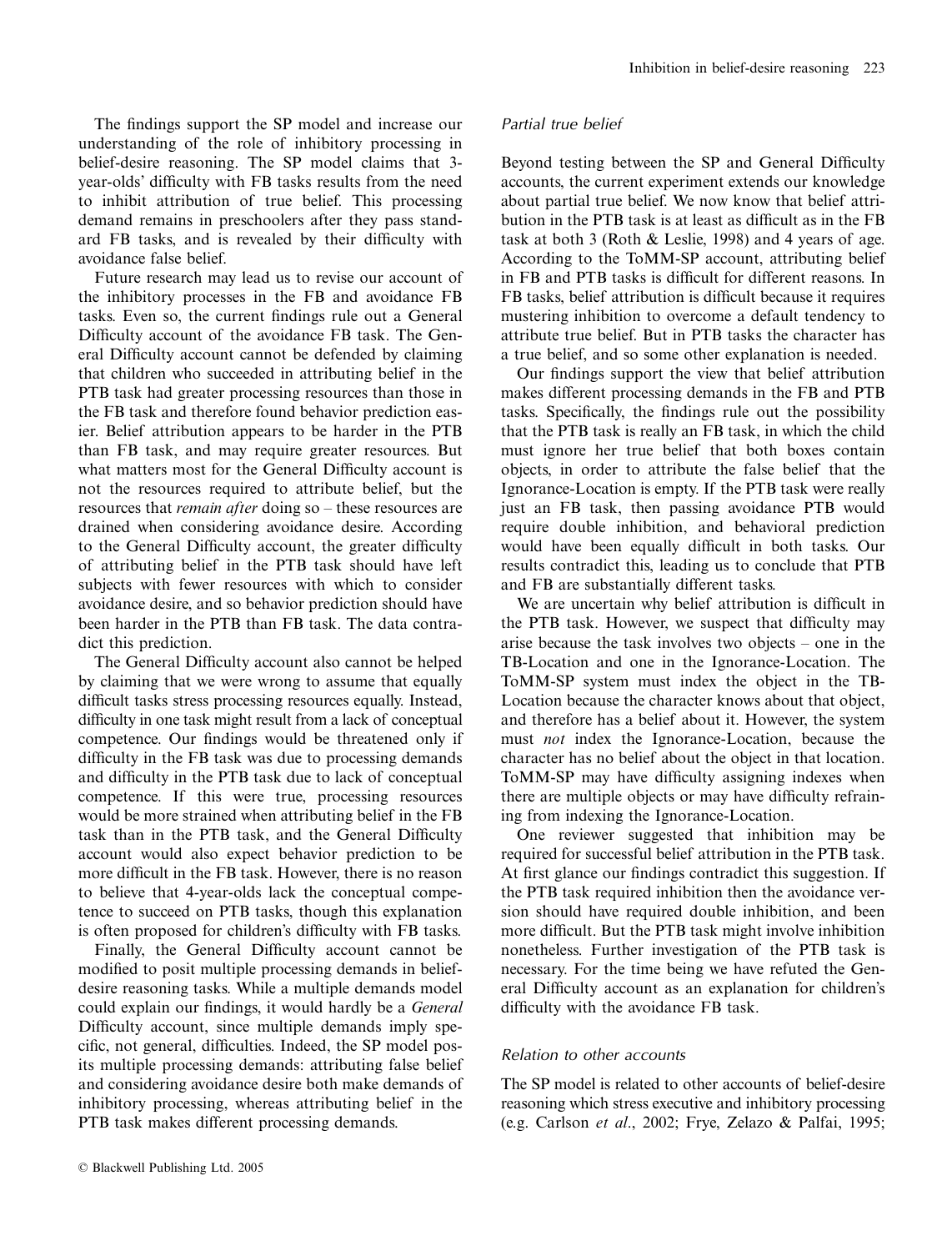The findings support the SP model and increase our understanding of the role of inhibitory processing in belief-desire reasoning. The SP model claims that 3-year-olds' difficulty with FB tasks results from the need to inhibit attribution of true belief. This processing demand remains in preschoolers after they pass standard FB tasks, and is revealed by their difficulty with avoidance false belief.

Future research may lead us to revise our account of the inhibitory processes in the FB and avoidance FB tasks. Even so, the current findings rule out a General Difficulty account of the avoidance FB task. The General Difficulty account cannot be defended by claiming that children who succeeded in attributing belief in the PTB task had greater processing resources than those in the FB task and therefore found behavior prediction easier. Belief attribution appears to be harder in the PTB than FB task, and may require greater resources. But what matters most for the General Difficulty account is not the resources required to attribute belief, but the resources that *remain after* doing so – these resources are drained when considering avoidance desire. According to the General Difficulty account, the greater difficulty of attributing belief in the PTB task should have left subjects with fewer resources with which to consider avoidance desire, and so behavior prediction should have been harder in the PTB than FB task. The data contradict this prediction.

The General Difficulty account also cannot be helped by claiming that we were wrong to assume that equally difficult tasks stress processing resources equally. Instead, difficulty in one task might result from a lack of conceptual competence. Our findings would be threatened only if difficulty in the FB task was due to processing demands and difficulty in the PTB task due to lack of conceptual competence. If this were true, processing resources would be more strained when attributing belief in the FB task than in the PTB task, and the General Difficulty account would also expect behavior prediction to be more difficult in the FB task. However, there is no reason to believe that 4-year-olds lack the conceptual competence to succeed on PTB tasks, though this explanation is often proposed for children's difficulty with FB tasks.

Finally, the General Difficulty account cannot be modified to posit multiple processing demands in belief-desire reasoning tasks. While a multiple demands model could explain our findings, it would hardly be a *General* Difficulty account, since multiple demands imply specific, not general, difficulties. Indeed, the SP model posits multiple processing demands: attributing false belief and considering avoidance desire both make demands of inhibitory processing, whereas attributing belief in the PTB task makes different processing demands.

### *Partial true belief*

Beyond testing between the SP and General Difficulty accounts, the current experiment extends our knowledge about partial true belief. We now know that belief attribution in the PTB task is at least as difficult as in the FB task at both 3 (Roth & Leslie, 1998) and 4 years of age. According to the ToMM-SP account, attributing belief in FB and PTB tasks is difficult for different reasons. In FB tasks, belief attribution is difficult because it requires mustering inhibition to overcome a default tendency to attribute true belief. But in PTB tasks the character has a true belief, and so some other explanation is needed.

Our findings support the view that belief attribution makes different processing demands in the FB and PTB tasks. Specifically, the findings rule out the possibility that the PTB task is really an FB task, in which the child must ignore her true belief that both boxes contain objects, in order to attribute the false belief that the Ignorance-Location is empty. If the PTB task were really just an FB task, then passing avoidance PTB would require double inhibition, and behavioral prediction would have been equally difficult in both tasks. Our results contradict this, leading us to conclude that PTB and FB are substantially different tasks.

We are uncertain why belief attribution is difficult in the PTB task. However, we suspect that difficulty may arise because the task involves two objects – one in the TB-Location and one in the Ignorance-Location. The ToMM-SP system must index the object in the TB-Location because the character knows about that object, and therefore has a belief about it. However, the system must *not* index the Ignorance-Location, because the character has no belief about the object in that location. ToMM-SP may have difficulty assigning indexes when there are multiple objects or may have difficulty refraining from indexing the Ignorance-Location.

One reviewer suggested that inhibition may be required for successful belief attribution in the PTB task. At first glance our findings contradict this suggestion. If the PTB task required inhibition then the avoidance version should have required double inhibition, and been more difficult. But the PTB task might involve inhibition nonetheless. Further investigation of the PTB task is necessary. For the time being we have refuted the General Difficulty account as an explanation for children's difficulty with the avoidance FB task.

### *Relation to other accounts*

The SP model is related to other accounts of belief-desire reasoning which stress executive and inhibitory processing (e.g. Carlson *et al*., 2002; Frye, Zelazo & Palfai, 1995;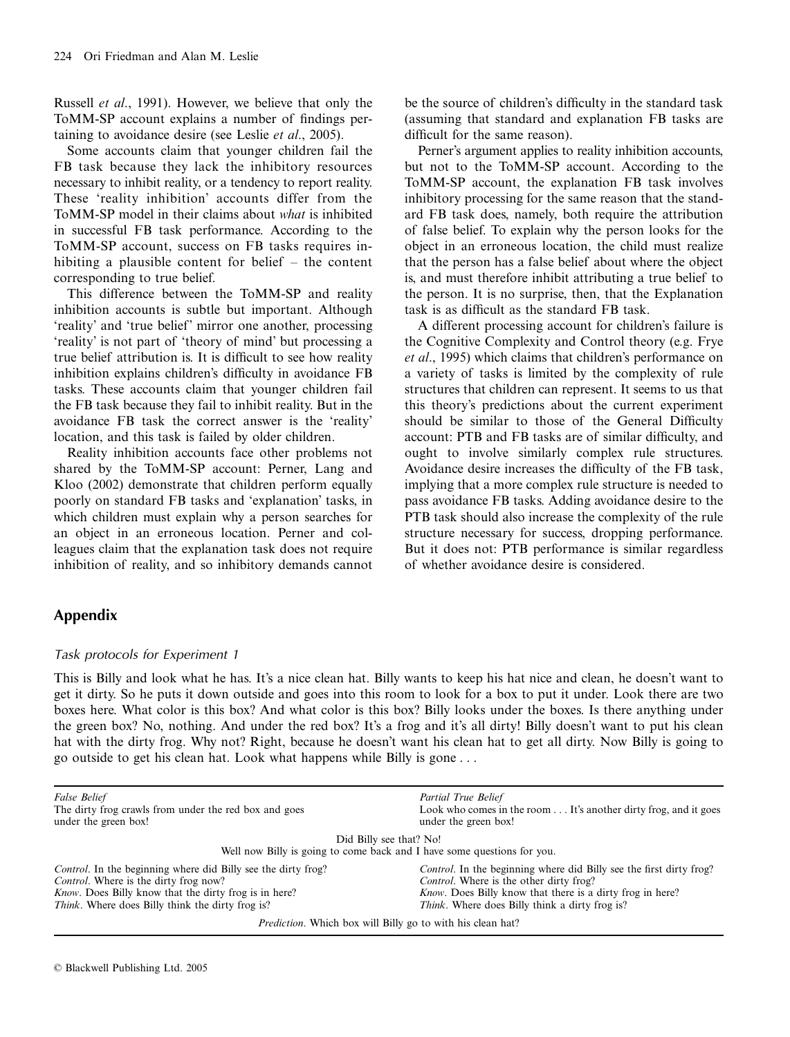Russell *et al*., 1991). However, we believe that only the ToMM-SP account explains a number of findings pertaining to avoidance desire (see Leslie *et al*., 2005).

Some accounts claim that younger children fail the FB task because they lack the inhibitory resources necessary to inhibit reality, or a tendency to report reality. These 'reality inhibition' accounts differ from the ToMM-SP model in their claims about *what* is inhibited in successful FB task performance. According to the ToMM-SP account, success on FB tasks requires inhibiting a plausible content for belief – the content corresponding to true belief.

This difference between the ToMM-SP and reality inhibition accounts is subtle but important. Although 'reality' and 'true belief' mirror one another, processing 'reality' is not part of 'theory of mind' but processing a true belief attribution is. It is difficult to see how reality inhibition explains children's difficulty in avoidance FB tasks. These accounts claim that younger children fail the FB task because they fail to inhibit reality. But in the avoidance FB task the correct answer is the 'reality' location, and this task is failed by older children.

Reality inhibition accounts face other problems not shared by the ToMM-SP account: Perner, Lang and Kloo (2002) demonstrate that children perform equally poorly on standard FB tasks and 'explanation' tasks, in which children must explain why a person searches for an object in an erroneous location. Perner and colleagues claim that the explanation task does not require inhibition of reality, and so inhibitory demands cannot be the source of children's difficulty in the standard task (assuming that standard and explanation FB tasks are difficult for the same reason).

Perner's argument applies to reality inhibition accounts, but not to the ToMM-SP account. According to the ToMM-SP account, the explanation FB task involves inhibitory processing for the same reason that the standard FB task does, namely, both require the attribution of false belief. To explain why the person looks for the object in an erroneous location, the child must realize that the person has a false belief about where the object is, and must therefore inhibit attributing a true belief to the person. It is no surprise, then, that the Explanation task is as difficult as the standard FB task.

A different processing account for children's failure is the Cognitive Complexity and Control theory (e.g. Frye *et al*., 1995) which claims that children's performance on a variety of tasks is limited by the complexity of rule structures that children can represent. It seems to us that this theory's predictions about the current experiment should be similar to those of the General Difficulty account: PTB and FB tasks are of similar difficulty, and ought to involve similarly complex rule structures. Avoidance desire increases the difficulty of the FB task, implying that a more complex rule structure is needed to pass avoidance FB tasks. Adding avoidance desire to the PTB task should also increase the complexity of the rule structure necessary for success, dropping performance. But it does not: PTB performance is similar regardless of whether avoidance desire is considered.

## Appendix

### *Task protocols for Experiment 1*

This is Billy and look what he has. It's a nice clean hat. Billy wants to keep his hat nice and clean, he doesn't want to get it dirty. So he puts it down outside and goes into this room to look for a box to put it under. Look there are two boxes here. What color is this box? And what color is this box? Billy looks under the boxes. Is there anything under the green box? No, nothing. And under the red box? It's a frog and it's all dirty! Billy doesn't want to put his clean hat with the dirty frog. Why not? Right, because he doesn't want his clean hat to get all dirty. Now Billy is going to go outside to get his clean hat. Look what happens while Billy is gone . . .

| *False Belief* | *Partial True Belief* |
|---|---|
| The dirty frog crawls from under the red box and goes under the green box! | Look who comes in the room . . . It's another dirty frog, and it goes under the green box! |
| Did Billy see that? No! Well now Billy is going to come back and I have some questions for you. | |
| *Control*. In the beginning where did Billy see the dirty frog? | *Control*. In the beginning where did Billy see the first dirty frog? |
| *Control*. Where is the dirty frog now? | *Control*. Where is the other dirty frog? |
| *Know*. Does Billy know that the dirty frog is in here? | *Know*. Does Billy know that there is a dirty frog in here? |
| *Think*. Where does Billy think the dirty frog is? | *Think*. Where does Billy think a dirty frog is? |
| *Prediction*. Which box will Billy go to with his clean hat? | |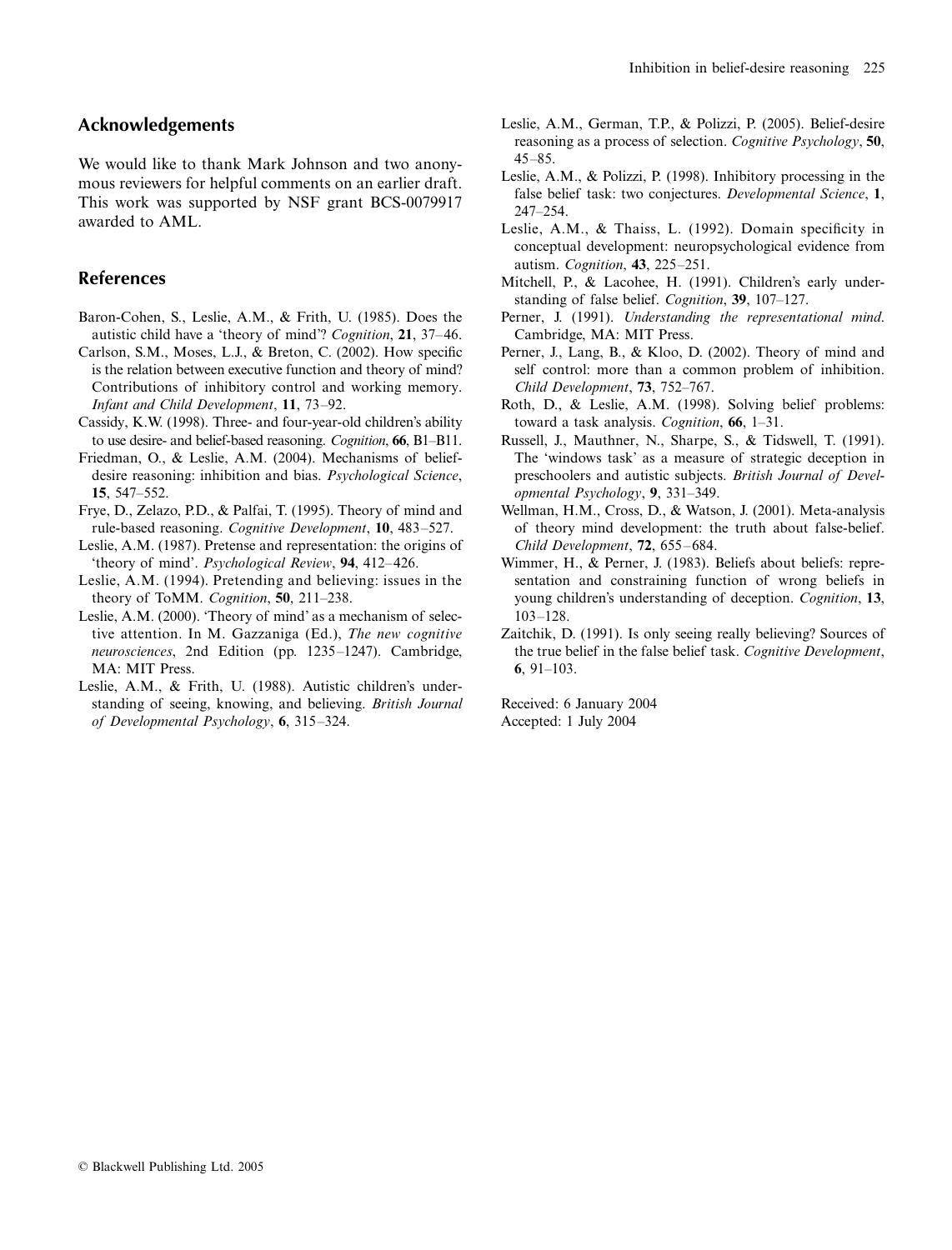## Acknowledgements

We would like to thank Mark Johnson and two anonymous reviewers for helpful comments on an earlier draft. This work was supported by NSF grant BCS-0079917 awarded to AML.

## References

Baron-Cohen, S., Leslie, A.M., & Frith, U. (1985). Does the autistic child have a 'theory of mind'? *Cognition*, **21**, 37–46.

Carlson, S.M., Moses, L.J., & Breton, C. (2002). How specific is the relation between executive function and theory of mind? Contributions of inhibitory control and working memory. *Infant and Child Development*, **11**, 73–92.

Cassidy, K.W. (1998). Three- and four-year-old children's ability to use desire- and belief-based reasoning. *Cognition*, **66**, B1–B11.

Friedman, O., & Leslie, A.M. (2004). Mechanisms of belief-desire reasoning: inhibition and bias. *Psychological Science*, **15**, 547–552.

Frye, D., Zelazo, P.D., & Palfai, T. (1995). Theory of mind and rule-based reasoning. *Cognitive Development*, **10**, 483–527.

Leslie, A.M. (1987). Pretense and representation: the origins of 'theory of mind'. *Psychological Review*, **94**, 412–426.

Leslie, A.M. (1994). Pretending and believing: issues in the theory of ToMM. *Cognition*, **50**, 211–238.

Leslie, A.M. (2000). 'Theory of mind' as a mechanism of selective attention. In M. Gazzaniga (Ed.), *The new cognitive neurosciences*, 2nd Edition (pp. 1235–1247). Cambridge, MA: MIT Press.

Leslie, A.M., & Frith, U. (1988). Autistic children's understanding of seeing, knowing, and believing. *British Journal of Developmental Psychology*, **6**, 315–324.

Leslie, A.M., German, T.P., & Polizzi, P. (2005). Belief-desire reasoning as a process of selection. *Cognitive Psychology*, **50**, 45–85.

Leslie, A.M., & Polizzi, P. (1998). Inhibitory processing in the false belief task: two conjectures. *Developmental Science*, **1**, 247–254.

Leslie, A.M., & Thaiss, L. (1992). Domain specificity in conceptual development: neuropsychological evidence from autism. *Cognition*, **43**, 225–251.

Mitchell, P., & Lacohee, H. (1991). Children's early understanding of false belief. *Cognition*, **39**, 107–127.

Perner, J. (1991). *Understanding the representational mind*. Cambridge, MA: MIT Press.

Perner, J., Lang, B., & Kloo, D. (2002). Theory of mind and self control: more than a common problem of inhibition. *Child Development*, **73**, 752–767.

Roth, D., & Leslie, A.M. (1998). Solving belief problems: toward a task analysis. *Cognition*, **66**, 1–31.

Russell, J., Mauthner, N., Sharpe, S., & Tidswell, T. (1991). The 'windows task' as a measure of strategic deception in preschoolers and autistic subjects. *British Journal of Developmental Psychology*, **9**, 331–349.

Wellman, H.M., Cross, D., & Watson, J. (2001). Meta-analysis of theory mind development: the truth about false-belief. *Child Development*, **72**, 655–684.

Wimmer, H., & Perner, J. (1983). Beliefs about beliefs: representation and constraining function of wrong beliefs in young children's understanding of deception. *Cognition*, **13**, 103–128.

Zaitchik, D. (1991). Is only seeing really believing? Sources of the true belief in the false belief task. *Cognitive Development*, **6**, 91–103.

Received: 6 January 2004
Accepted: 1 July 2004